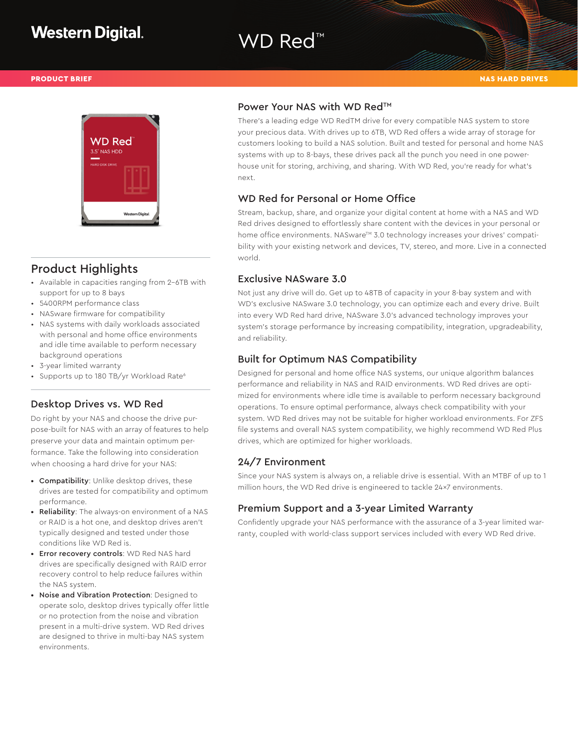Western Digital.

# WD Red™

PRODUCT BRIEF

NAS HARD DRIVES

## Product Highlights

- Available in capacities ranging from 2–6TB with support for up to 8 bays
- 5400RPM performance class
- NASware firmware for compatibility
- NAS systems with daily workloads associated with personal and home office environments and idle time available to perform necessary background operations
- 3-year limited warranty
- Supports up to 180 TB/yr Workload Rate[6]

## Desktop Drives vs. WD Red

Do right by your NAS and choose the drive purpose-built for NAS with an array of features to help preserve your data and maintain optimum performance. Take the following into consideration when choosing a hard drive for your NAS:

- **Compatibility**: Unlike desktop drives, these drives are tested for compatibility and optimum performance.
- **Reliability**: The always-on environment of a NAS or RAID is a hot one, and desktop drives aren't typically designed and tested under those conditions like WD Red is.
- **Error recovery controls**: WD Red NAS hard drives are specifically designed with RAID error recovery control to help reduce failures within the NAS system.
- **Noise and Vibration Protection**: Designed to operate solo, desktop drives typically offer little or no protection from the noise and vibration present in a multi-drive system. WD Red drives are designed to thrive in multi-bay NAS system environments.

## Power Your NAS with WD Red™

There's a leading edge WD RedTM drive for every compatible NAS system to store your precious data. With drives up to 6TB, WD Red offers a wide array of storage for customers looking to build a NAS solution. Built and tested for personal and home NAS systems with up to 8-bays, these drives pack all the punch you need in one powerhouse unit for storing, archiving, and sharing. With WD Red, you're ready for what's next.

## WD Red for Personal or Home Office

Stream, backup, share, and organize your digital content at home with a NAS and WD Red drives designed to effortlessly share content with the devices in your personal or home office environments. NASware™ 3.0 technology increases your drives' compatibility with your existing network and devices, TV, stereo, and more. Live in a connected world.

## Exclusive NASware 3.0

Not just any drive will do. Get up to 48TB of capacity in your 8-bay system and with WD's exclusive NASware 3.0 technology, you can optimize each and every drive. Built into every WD Red hard drive, NASware 3.0's advanced technology improves your system's storage performance by increasing compatibility, integration, upgradeability, and reliability.

## Built for Optimum NAS Compatibility

Designed for personal and home office NAS systems, our unique algorithm balances performance and reliability in NAS and RAID environments. WD Red drives are optimized for environments where idle time is available to perform necessary background operations. To ensure optimal performance, always check compatibility with your system. WD Red drives may not be suitable for higher workload environments. For ZFS file systems and overall NAS system compatibility, we highly recommend WD Red Plus drives, which are optimized for higher workloads.

## 24/7 Environment

Since your NAS system is always on, a reliable drive is essential. With an MTBF of up to 1 million hours, the WD Red drive is engineered to tackle 24×7 environments.

## Premium Support and a 3-year Limited Warranty

Confidently upgrade your NAS performance with the assurance of a 3-year limited warranty, coupled with world-class support services included with every WD Red drive.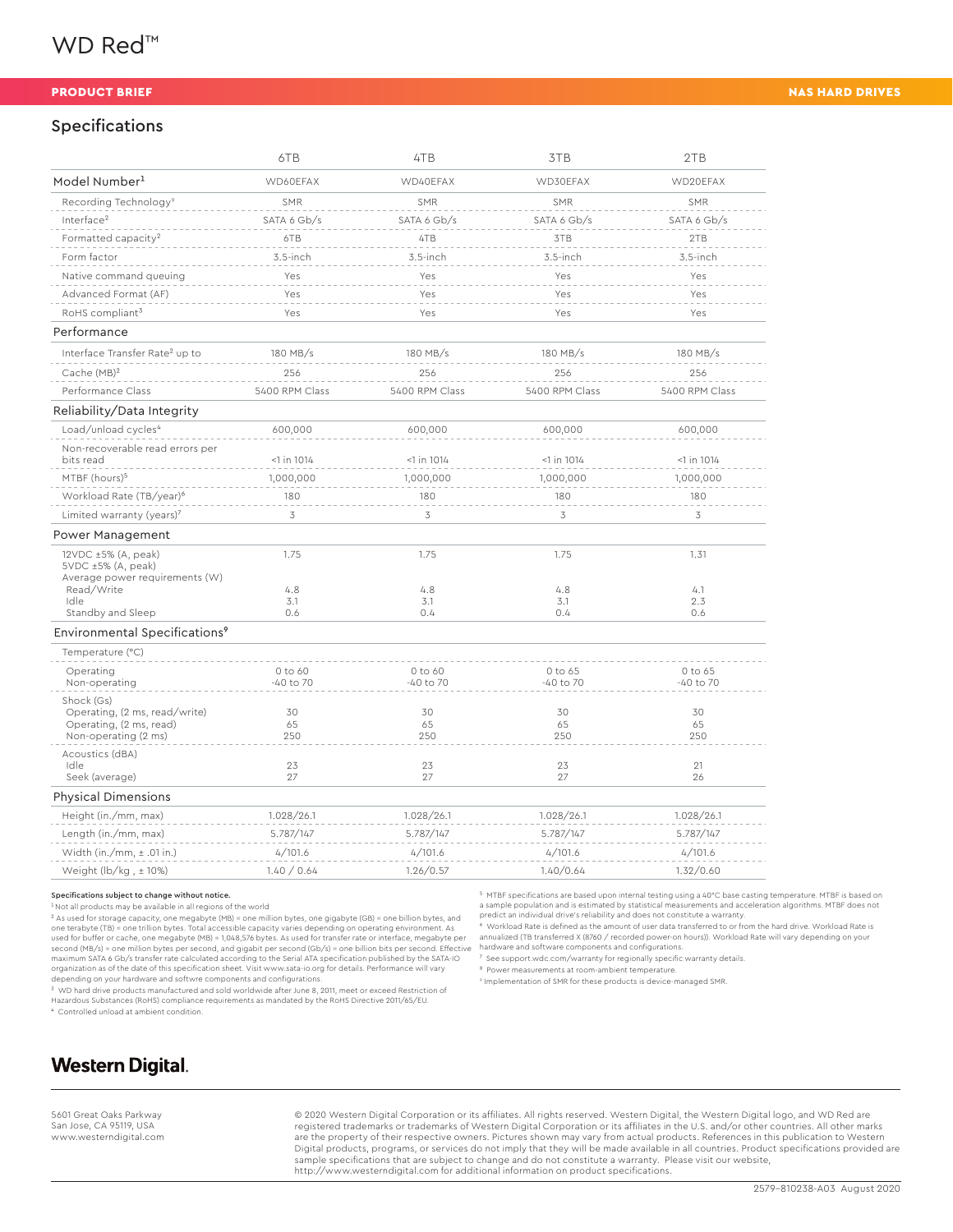# WD Red™

**PRODUCT BRIEF** — **NAS HARD DRIVES**

## Specifications

| | 6TB | 4TB | 3TB | 2TB |
|---|---|---|---|---|
| **Model Number[1]** | WD60EFAX | WD40EFAX | WD30EFAX | WD20EFAX |
| Recording Technology[9] | SMR | SMR | SMR | SMR |
| Interface[2] | SATA 6 Gb/s | SATA 6 Gb/s | SATA 6 Gb/s | SATA 6 Gb/s |
| Formatted capacity[2] | 6TB | 4TB | 3TB | 2TB |
| Form factor | 3.5-inch | 3.5-inch | 3.5-inch | 3.5-inch |
| Native command queuing | Yes | Yes | Yes | Yes |
| Advanced Format (AF) | Yes | Yes | Yes | Yes |
| RoHS compliant[3] | Yes | Yes | Yes | Yes |
| **Performance** | | | | |
| Interface Transfer Rate[2] up to | 180 MB/s | 180 MB/s | 180 MB/s | 180 MB/s |
| Cache (MB)[2] | 256 | 256 | 256 | 256 |
| Performance Class | 5400 RPM Class | 5400 RPM Class | 5400 RPM Class | 5400 RPM Class |
| **Reliability/Data Integrity** | | | | |
| Load/unload cycles[4] | 600,000 | 600,000 | 600,000 | 600,000 |
| Non-recoverable read errors per bits read | <1 in 1014 | <1 in 1014 | <1 in 1014 | <1 in 1014 |
| MTBF (hours)[5] | 1,000,000 | 1,000,000 | 1,000,000 | 1,000,000 |
| Workload Rate (TB/year)[6] | 180 | 180 | 180 | 180 |
| Limited warranty (years)[7] | 3 | 3 | 3 | 3 |
| **Power Management** | | | | |
| 12VDC ±5% (A, peak) | 1.75 | 1.75 | 1.75 | 1.31 |
| 5VDC ±5% (A, peak) | | | | |
| Average power requirements (W) | | | | |
| Read/Write | 4.8 | 4.8 | 4.8 | 4.1 |
| Idle | 3.1 | 3.1 | 3.1 | 2.3 |
| Standby and Sleep | 0.6 | 0.4 | 0.4 | 0.6 |
| **Environmental Specifications[9]** | | | | |
| Temperature (°C) | | | | |
| Operating | 0 to 60 | 0 to 60 | 0 to 65 | 0 to 65 |
| Non-operating | -40 to 70 | -40 to 70 | -40 to 70 | -40 to 70 |
| Shock (Gs) | | | | |
| Operating, (2 ms, read/write) | 30 | 30 | 30 | 30 |
| Operating, (2 ms, read) | 65 | 65 | 65 | 65 |
| Non-operating (2 ms) | 250 | 250 | 250 | 250 |
| Acoustics (dBA) | | | | |
| Idle | 23 | 23 | 23 | 21 |
| Seek (average) | 27 | 27 | 27 | 26 |
| **Physical Dimensions** | | | | |
| Height (in./mm, max) | 1.028/26.1 | 1.028/26.1 | 1.028/26.1 | 1.028/26.1 |
| Length (in./mm, max) | 5.787/147 | 5.787/147 | 5.787/147 | 5.787/147 |
| Width (in./mm, ± .01 in.) | 4/101.6 | 4/101.6 | 4/101.6 | 4/101.6 |
| Weight (lb/kg , ± 10%) | 1.40 / 0.64 | 1.26/0.57 | 1.40/0.64 | 1.32/0.60 |

**Specifications subject to change without notice.**

[1] Not all products may be available in all regions of the world

[2] As used for storage capacity, one megabyte (MB) = one million bytes, one gigabyte (GB) = one billion bytes, and one terabyte (TB) = one trillion bytes. Total accessible capacity varies depending on operating environment. As used for buffer or cache, one megabyte (MB) = 1,048,576 bytes. As used for transfer rate or interface, megabyte per second (MB/s) = one million bytes per second, and gigabit per second (Gb/s) = one billion bits per second. Effective maximum SATA 6 Gb/s transfer rate calculated according to the Serial ATA specification published by the SATA-IO organization as of the date of this specification sheet. Visit www.sata-io.org for details. Performance will vary depending on your hardware and softwre components and configurations.

[3] WD hard drive products manufactured and sold worldwide after June 8, 2011, meet or exceed Restriction of Hazardous Substances (RoHS) compliance requirements as mandated by the RoHS Directive 2011/65/EU.

[4] Controlled unload at ambient condition.

[5] MTBF specifications are based upon internal testing using a 40°C base casting temperature. MTBF is based on a sample population and is estimated by statistical measurements and acceleration algorithms. MTBF does not predict an individual drive's reliability and does not constitute a warranty.

[6] Workload Rate is defined as the amount of user data transferred to or from the hard drive. Workload Rate is annualized (TB transferred X (8760 / recorded power-on hours)). Workload Rate will vary depending on your hardware and software components and configurations.

[7] See support.wdc.com/warranty for regionally specific warranty details.

[8] Power measurements at room-ambient temperature.

[9] Implementation of SMR for these products is device-managed SMR.

**Western Digital.**

5601 Great Oaks Parkway
San Jose, CA 95119, USA
www.westerndigital.com

© 2020 Western Digital Corporation or its affiliates. All rights reserved. Western Digital, the Western Digital logo, and WD Red are registered trademarks or trademarks of Western Digital Corporation or its affiliates in the U.S. and/or other countries. All other marks are the property of their respective owners. Pictures shown may vary from actual products. References in this publication to Western Digital products, programs, or services do not imply that they will be made available in all countries. Product specifications provided are sample specifications that are subject to change and do not constitute a warranty. Please visit our website, http://www.westerndigital.com for additional information on product specifications.

2579-810238-A03 August 2020